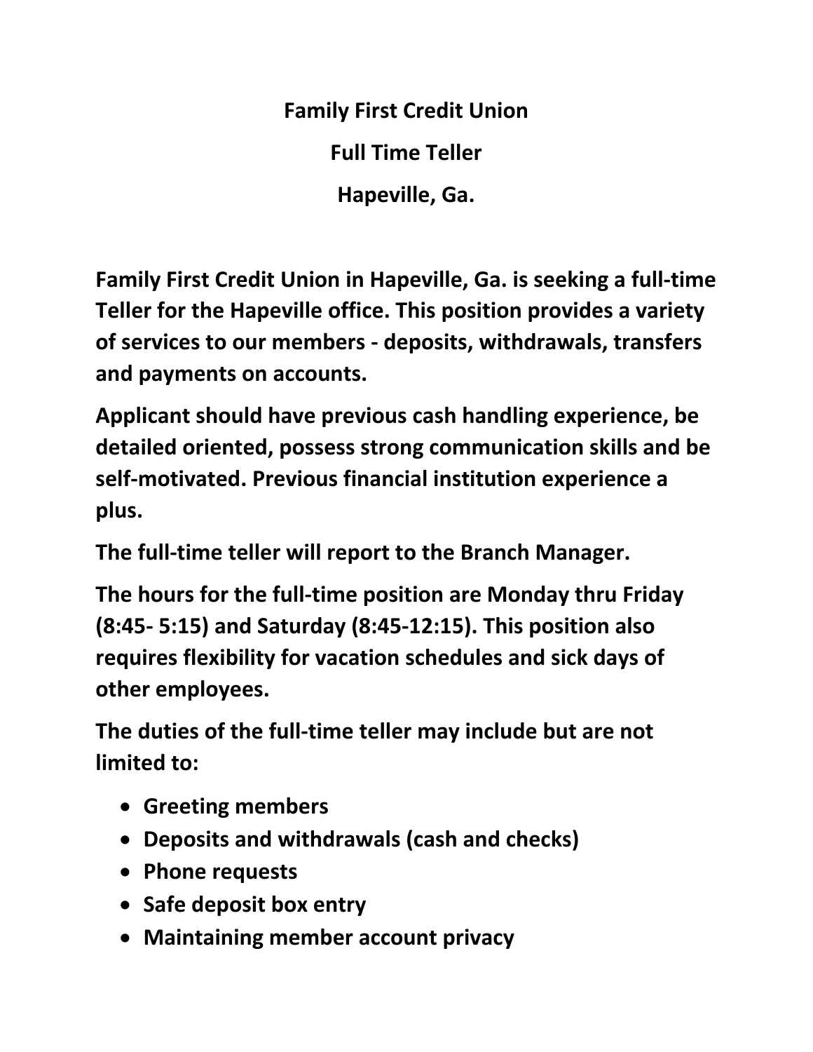# Family First Credit Union

## Full Time Teller

## Hapeville, Ga.

**Family First Credit Union in Hapeville, Ga. is seeking a full-time Teller for the Hapeville office. This position provides a variety of services to our members - deposits, withdrawals, transfers and payments on accounts.**

**Applicant should have previous cash handling experience, be detailed oriented, possess strong communication skills and be self-motivated. Previous financial institution experience a plus.**

**The full-time teller will report to the Branch Manager.**

**The hours for the full-time position are Monday thru Friday (8:45- 5:15) and Saturday (8:45-12:15). This position also requires flexibility for vacation schedules and sick days of other employees.**

**The duties of the full-time teller may include but are not limited to:**

- **Greeting members**
- **Deposits and withdrawals (cash and checks)**
- **Phone requests**
- **Safe deposit box entry**
- **Maintaining member account privacy**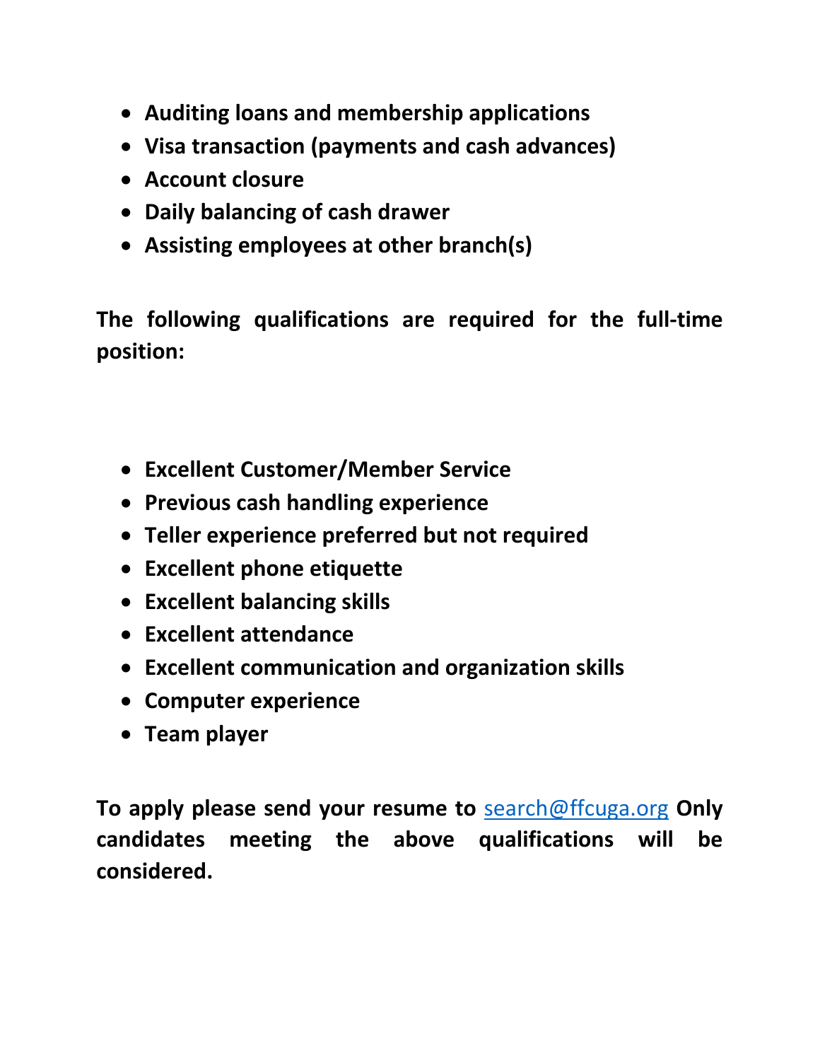- **Auditing loans and membership applications**
- **Visa transaction (payments and cash advances)**
- **Account closure**
- **Daily balancing of cash drawer**
- **Assisting employees at other branch(s)**

**The following qualifications are required for the full-time position:**

- **Excellent Customer/Member Service**
- **Previous cash handling experience**
- **Teller experience preferred but not required**
- **Excellent phone etiquette**
- **Excellent balancing skills**
- **Excellent attendance**
- **Excellent communication and organization skills**
- **Computer experience**
- **Team player**

**To apply please send your resume to** [search@ffcuga.org](mailto:search@ffcuga.org) **Only candidates meeting the above qualifications will be considered.**